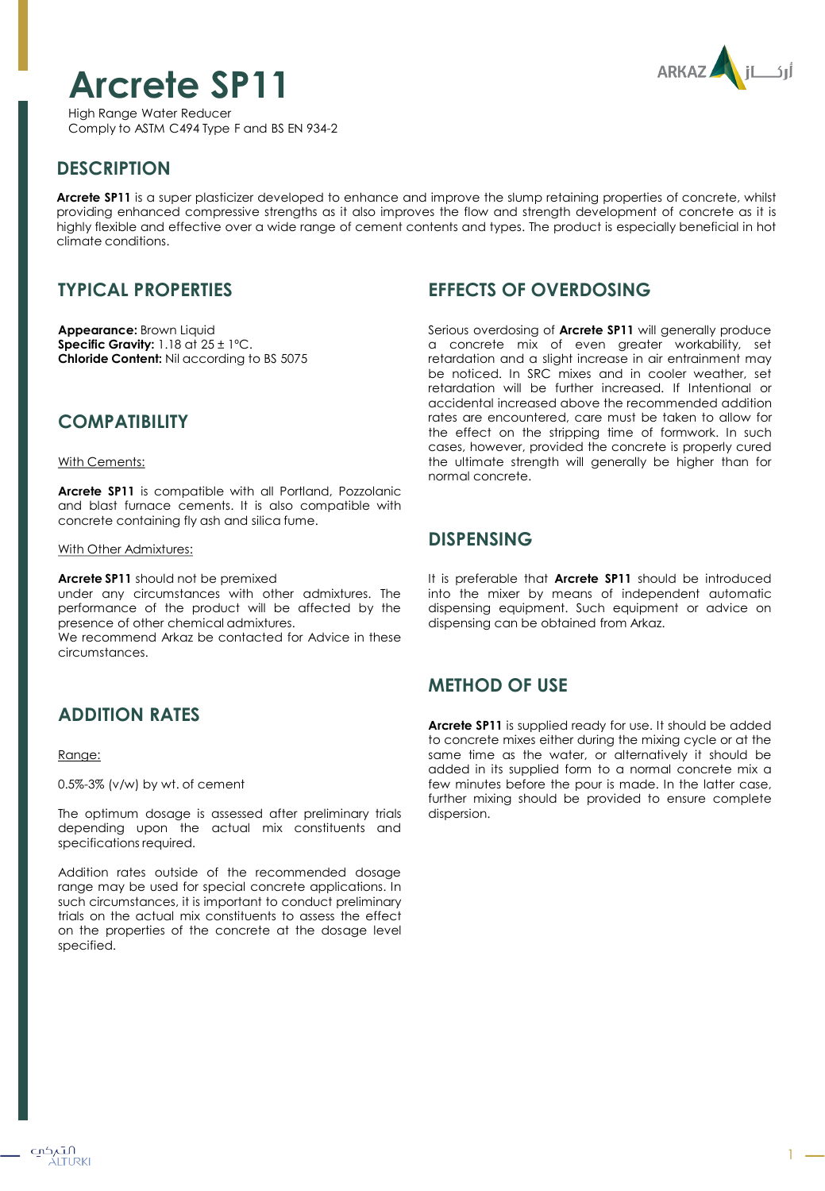# Arcrete SP11

High Range Water Reducer
Comply to ASTM C494 Type F and BS EN 934-2

## DESCRIPTION

**Arcrete SP11** is a super plasticizer developed to enhance and improve the slump retaining properties of concrete, whilst providing enhanced compressive strengths as it also improves the flow and strength development of concrete as it is highly flexible and effective over a wide range of cement contents and types. The product is especially beneficial in hot climate conditions.

## TYPICAL PROPERTIES

**Appearance:** Brown Liquid
**Specific Gravity:** 1.18 at 25 ± 1°C.
**Chloride Content:** Nil according to BS 5075

## COMPATIBILITY

With Cements:

**Arcrete SP11** is compatible with all Portland, Pozzolanic and blast furnace cements. It is also compatible with concrete containing fly ash and silica fume.

With Other Admixtures:

**Arcrete SP11** should not be premixed under any circumstances with other admixtures. The performance of the product will be affected by the presence of other chemical admixtures.
We recommend Arkaz be contacted for Advice in these circumstances.

## ADDITION RATES

Range:

0.5%-3% (v/w) by wt. of cement

The optimum dosage is assessed after preliminary trials depending upon the actual mix constituents and specifications required.

Addition rates outside of the recommended dosage range may be used for special concrete applications. In such circumstances, it is important to conduct preliminary trials on the actual mix constituents to assess the effect on the properties of the concrete at the dosage level specified.

## EFFECTS OF OVERDOSING

Serious overdosing of **Arcrete SP11** will generally produce a concrete mix of even greater workability, set retardation and a slight increase in air entrainment may be noticed. In SRC mixes and in cooler weather, set retardation will be further increased. If Intentional or accidental increased above the recommended addition rates are encountered, care must be taken to allow for the effect on the stripping time of formwork. In such cases, however, provided the concrete is properly cured the ultimate strength will generally be higher than for normal concrete.

## DISPENSING

It is preferable that **Arcrete SP11** should be introduced into the mixer by means of independent automatic dispensing equipment. Such equipment or advice on dispensing can be obtained from Arkaz.

## METHOD OF USE

**Arcrete SP11** is supplied ready for use. It should be added to concrete mixes either during the mixing cycle or at the same time as the water, or alternatively it should be added in its supplied form to a normal concrete mix a few minutes before the pour is made. In the latter case, further mixing should be provided to ensure complete dispersion.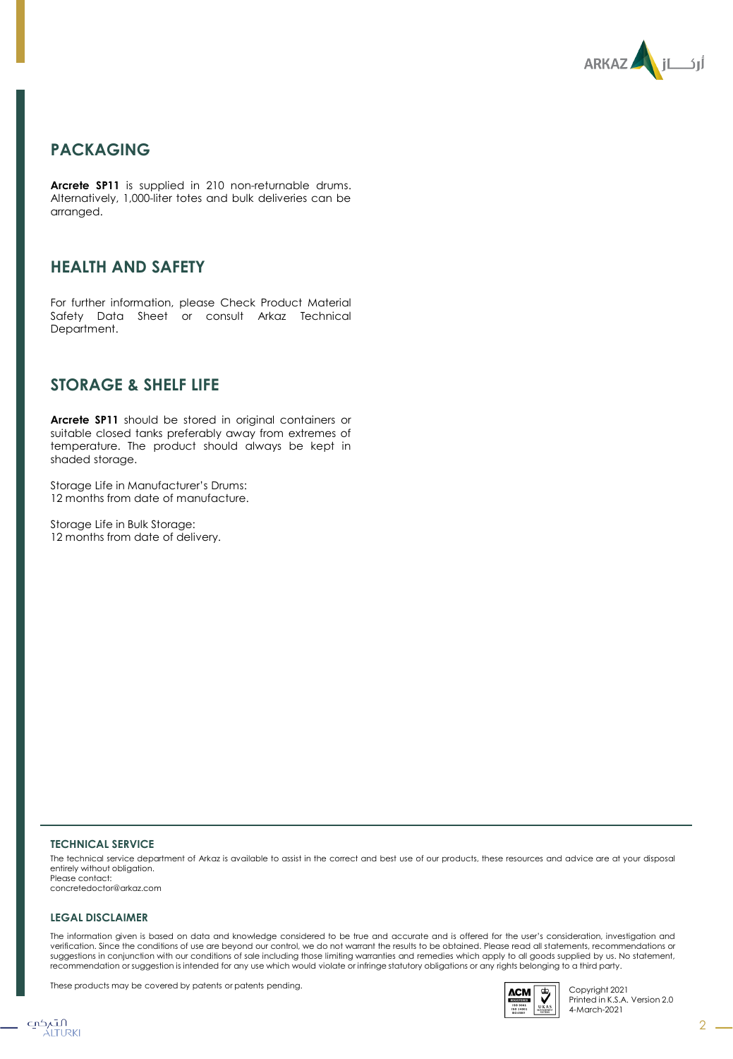## PACKAGING

**Arcrete SP11** is supplied in 210 non-returnable drums. Alternatively, 1,000-liter totes and bulk deliveries can be arranged.

## HEALTH AND SAFETY

For further information, please Check Product Material Safety Data Sheet or consult Arkaz Technical Department.

## STORAGE & SHELF LIFE

**Arcrete SP11** should be stored in original containers or suitable closed tanks preferably away from extremes of temperature. The product should always be kept in shaded storage.

Storage Life in Manufacturer's Drums:
12 months from date of manufacture.

Storage Life in Bulk Storage:
12 months from date of delivery.

### TECHNICAL SERVICE

The technical service department of Arkaz is available to assist in the correct and best use of our products, these resources and advice are at your disposal entirely without obligation.
Please contact:
concretedoctor@arkaz.com

### LEGAL DISCLAIMER

The information given is based on data and knowledge considered to be true and accurate and is offered for the user's consideration, investigation and verification. Since the conditions of use are beyond our control, we do not warrant the results to be obtained. Please read all statements, recommendations or suggestions in conjunction with our conditions of sale including those limiting warranties and remedies which apply to all goods supplied by us. No statement, recommendation or suggestion is intended for any use which would violate or infringe statutory obligations or any rights belonging to a third party.

These products may be covered by patents or patents pending.

Copyright 2021
Printed in K.S.A. Version 2.0
4-March-2021